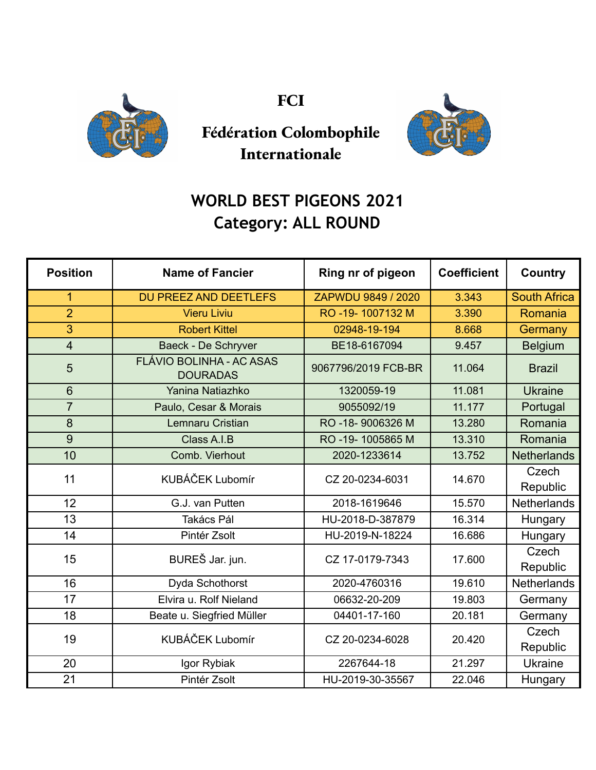# FCI

## Fédération Colombophile Internationale

## WORLD BEST PIGEONS 2021
## Category: ALL ROUND

| Position | Name of Fancier | Ring nr of pigeon | Coefficient | Country |
|---|---|---|---|---|
| 1 | DU PREEZ AND DEETLEFS | ZAPWDU 9849 / 2020 | 3.343 | South Africa |
| 2 | Vieru Liviu | RO -19- 1007132 M | 3.390 | Romania |
| 3 | Robert Kittel | 02948-19-194 | 8.668 | Germany |
| 4 | Baeck - De Schryver | BE18-6167094 | 9.457 | Belgium |
| 5 | FLÁVIO BOLINHA - AC ASAS DOURADAS | 9067796/2019 FCB-BR | 11.064 | Brazil |
| 6 | Yanina Natiazhko | 1320059-19 | 11.081 | Ukraine |
| 7 | Paulo, Cesar & Morais | 9055092/19 | 11.177 | Portugal |
| 8 | Lemnaru Cristian | RO -18- 9006326 M | 13.280 | Romania |
| 9 | Class A.I.B | RO -19- 1005865 M | 13.310 | Romania |
| 10 | Comb. Vierhout | 2020-1233614 | 13.752 | Netherlands |
| 11 | KUBÁČEK Lubomír | CZ 20-0234-6031 | 14.670 | Czech Republic |
| 12 | G.J. van Putten | 2018-1619646 | 15.570 | Netherlands |
| 13 | Takács Pál | HU-2018-D-387879 | 16.314 | Hungary |
| 14 | Pintér Zsolt | HU-2019-N-18224 | 16.686 | Hungary |
| 15 | BUREŠ Jar. jun. | CZ 17-0179-7343 | 17.600 | Czech Republic |
| 16 | Dyda Schothorst | 2020-4760316 | 19.610 | Netherlands |
| 17 | Elvira u. Rolf Nieland | 06632-20-209 | 19.803 | Germany |
| 18 | Beate u. Siegfried Müller | 04401-17-160 | 20.181 | Germany |
| 19 | KUBÁČEK Lubomír | CZ 20-0234-6028 | 20.420 | Czech Republic |
| 20 | Igor Rybiak | 2267644-18 | 21.297 | Ukraine |
| 21 | Pintér Zsolt | HU-2019-30-35567 | 22.046 | Hungary |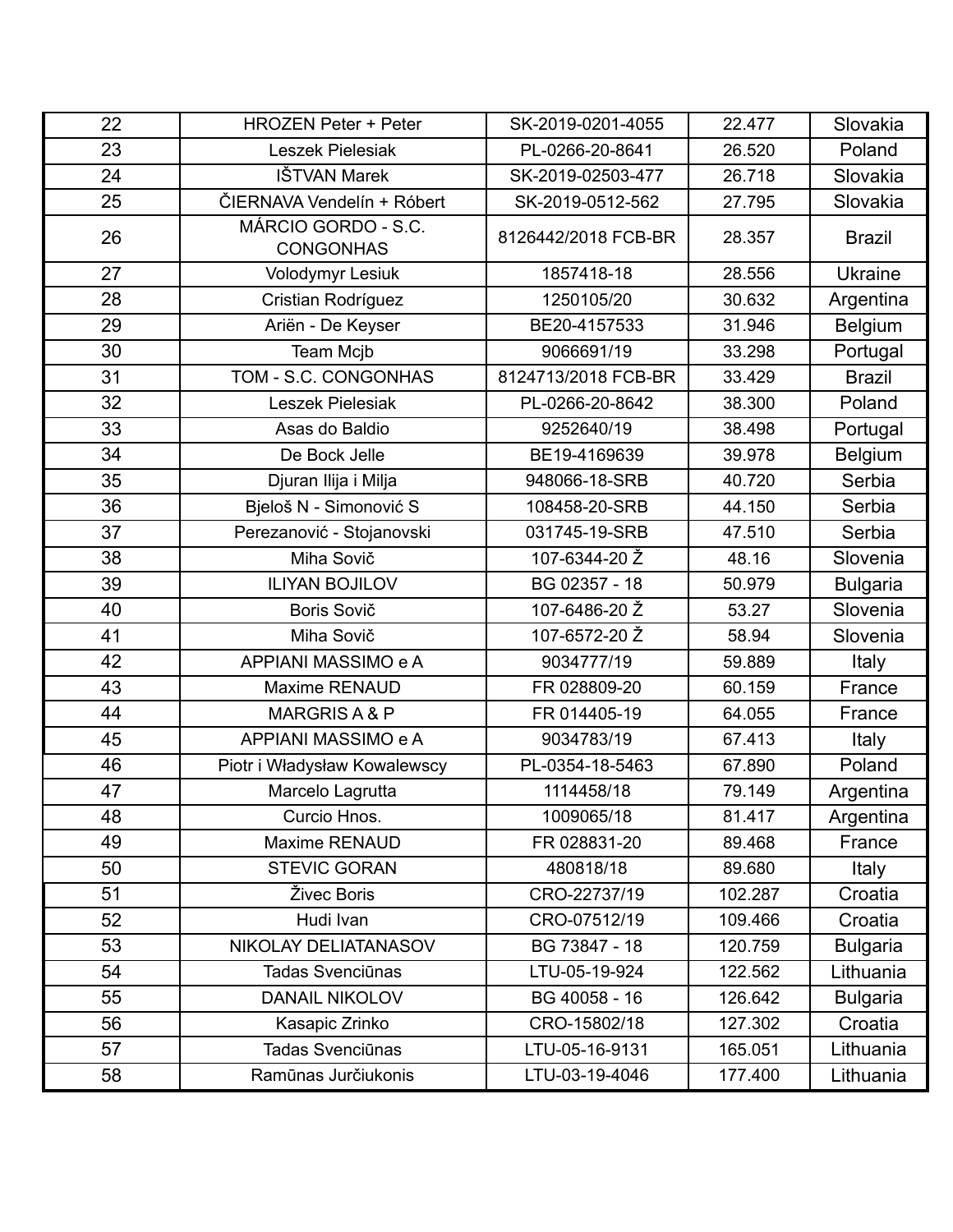| | | | | |
|---|---|---|---|---|
| 22 | HROZEN Peter + Peter | SK-2019-0201-4055 | 22.477 | Slovakia |
| 23 | Leszek Pielesiak | PL-0266-20-8641 | 26.520 | Poland |
| 24 | IŠTVAN Marek | SK-2019-02503-477 | 26.718 | Slovakia |
| 25 | ČIERNAVA Vendelín + Róbert | SK-2019-0512-562 | 27.795 | Slovakia |
| 26 | MÁRCIO GORDO - S.C. CONGONHAS | 8126442/2018 FCB-BR | 28.357 | Brazil |
| 27 | Volodymyr Lesiuk | 1857418-18 | 28.556 | Ukraine |
| 28 | Cristian Rodríguez | 1250105/20 | 30.632 | Argentina |
| 29 | Ariën - De Keyser | BE20-4157533 | 31.946 | Belgium |
| 30 | Team Mcjb | 9066691/19 | 33.298 | Portugal |
| 31 | TOM - S.C. CONGONHAS | 8124713/2018 FCB-BR | 33.429 | Brazil |
| 32 | Leszek Pielesiak | PL-0266-20-8642 | 38.300 | Poland |
| 33 | Asas do Baldio | 9252640/19 | 38.498 | Portugal |
| 34 | De Bock Jelle | BE19-4169639 | 39.978 | Belgium |
| 35 | Djuran Ilija i Milja | 948066-18-SRB | 40.720 | Serbia |
| 36 | Bjeloš N - Simonović S | 108458-20-SRB | 44.150 | Serbia |
| 37 | Perezanović - Stojanovski | 031745-19-SRB | 47.510 | Serbia |
| 38 | Miha Sovič | 107-6344-20 Ž | 48.16 | Slovenia |
| 39 | ILIYAN BOJILOV | BG 02357 - 18 | 50.979 | Bulgaria |
| 40 | Boris Sovič | 107-6486-20 Ž | 53.27 | Slovenia |
| 41 | Miha Sovič | 107-6572-20 Ž | 58.94 | Slovenia |
| 42 | APPIANI MASSIMO e A | 9034777/19 | 59.889 | Italy |
| 43 | Maxime RENAUD | FR 028809-20 | 60.159 | France |
| 44 | MARGRIS A & P | FR 014405-19 | 64.055 | France |
| 45 | APPIANI MASSIMO e A | 9034783/19 | 67.413 | Italy |
| 46 | Piotr i Władysław Kowalewscy | PL-0354-18-5463 | 67.890 | Poland |
| 47 | Marcelo Lagrutta | 1114458/18 | 79.149 | Argentina |
| 48 | Curcio Hnos. | 1009065/18 | 81.417 | Argentina |
| 49 | Maxime RENAUD | FR 028831-20 | 89.468 | France |
| 50 | STEVIC GORAN | 480818/18 | 89.680 | Italy |
| 51 | Živec Boris | CRO-22737/19 | 102.287 | Croatia |
| 52 | Hudi Ivan | CRO-07512/19 | 109.466 | Croatia |
| 53 | NIKOLAY DELIATANASOV | BG 73847 - 18 | 120.759 | Bulgaria |
| 54 | Tadas Svenciūnas | LTU-05-19-924 | 122.562 | Lithuania |
| 55 | DANAIL NIKOLOV | BG 40058 - 16 | 126.642 | Bulgaria |
| 56 | Kasapic Zrinko | CRO-15802/18 | 127.302 | Croatia |
| 57 | Tadas Svenciūnas | LTU-05-16-9131 | 165.051 | Lithuania |
| 58 | Ramūnas Jurčiukonis | LTU-03-19-4046 | 177.400 | Lithuania |